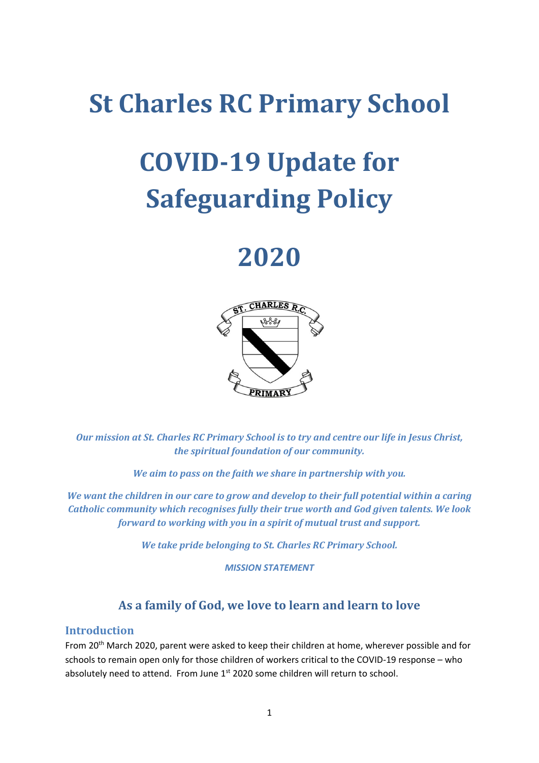# St Charles RC Primary School

# COVID-19 Update for Safeguarding Policy

# 2020

*Our mission at St. Charles RC Primary School is to try and centre our life in Jesus Christ, the spiritual foundation of our community.*

*We aim to pass on the faith we share in partnership with you.*

*We want the children in our care to grow and develop to their full potential within a caring Catholic community which recognises fully their true worth and God given talents. We look forward to working with you in a spirit of mutual trust and support.*

*We take pride belonging to St. Charles RC Primary School.*

*MISSION STATEMENT*

## As a family of God, we love to learn and learn to love

### Introduction

From 20th March 2020, parent were asked to keep their children at home, wherever possible and for schools to remain open only for those children of workers critical to the COVID-19 response – who absolutely need to attend. From June 1st 2020 some children will return to school.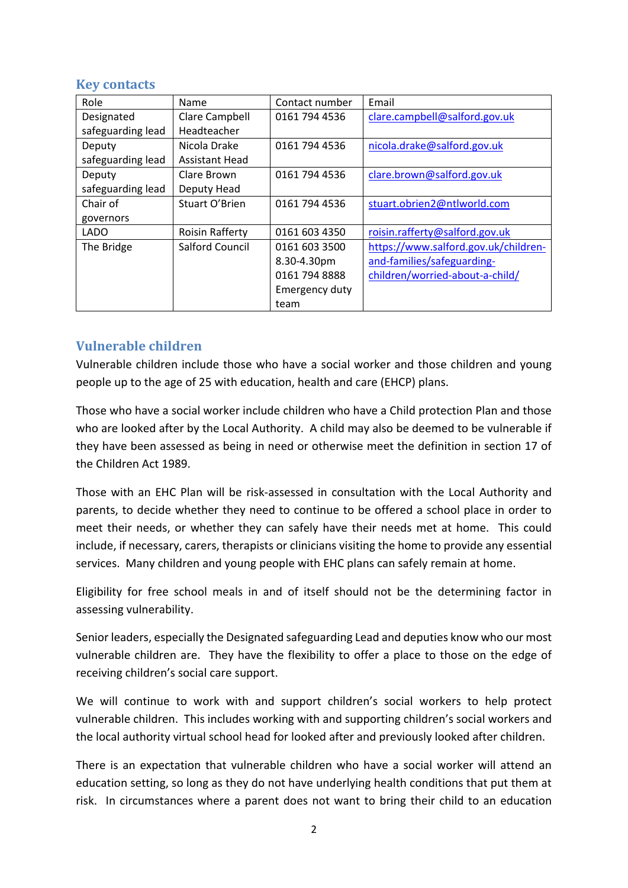## Key contacts

| Role | Name | Contact number | Email |
|---|---|---|---|
| Designated safeguarding lead | Clare Campbell Headteacher | 0161 794 4536 | clare.campbell@salford.gov.uk |
| Deputy safeguarding lead | Nicola Drake Assistant Head | 0161 794 4536 | nicola.drake@salford.gov.uk |
| Deputy safeguarding lead | Clare Brown Deputy Head | 0161 794 4536 | clare.brown@salford.gov.uk |
| Chair of governors | Stuart O'Brien | 0161 794 4536 | stuart.obrien2@ntlworld.com |
| LADO | Roisin Rafferty | 0161 603 4350 | roisin.rafferty@salford.gov.uk |
| The Bridge | Salford Council | 0161 603 3500 8.30-4.30pm 0161 794 8888 Emergency duty team | https://www.salford.gov.uk/children-and-families/safeguarding-children/worried-about-a-child/ |

## Vulnerable children

Vulnerable children include those who have a social worker and those children and young people up to the age of 25 with education, health and care (EHCP) plans.

Those who have a social worker include children who have a Child protection Plan and those who are looked after by the Local Authority. A child may also be deemed to be vulnerable if they have been assessed as being in need or otherwise meet the definition in section 17 of the Children Act 1989.

Those with an EHC Plan will be risk-assessed in consultation with the Local Authority and parents, to decide whether they need to continue to be offered a school place in order to meet their needs, or whether they can safely have their needs met at home. This could include, if necessary, carers, therapists or clinicians visiting the home to provide any essential services. Many children and young people with EHC plans can safely remain at home.

Eligibility for free school meals in and of itself should not be the determining factor in assessing vulnerability.

Senior leaders, especially the Designated safeguarding Lead and deputies know who our most vulnerable children are. They have the flexibility to offer a place to those on the edge of receiving children's social care support.

We will continue to work with and support children's social workers to help protect vulnerable children. This includes working with and supporting children's social workers and the local authority virtual school head for looked after and previously looked after children.

There is an expectation that vulnerable children who have a social worker will attend an education setting, so long as they do not have underlying health conditions that put them at risk. In circumstances where a parent does not want to bring their child to an education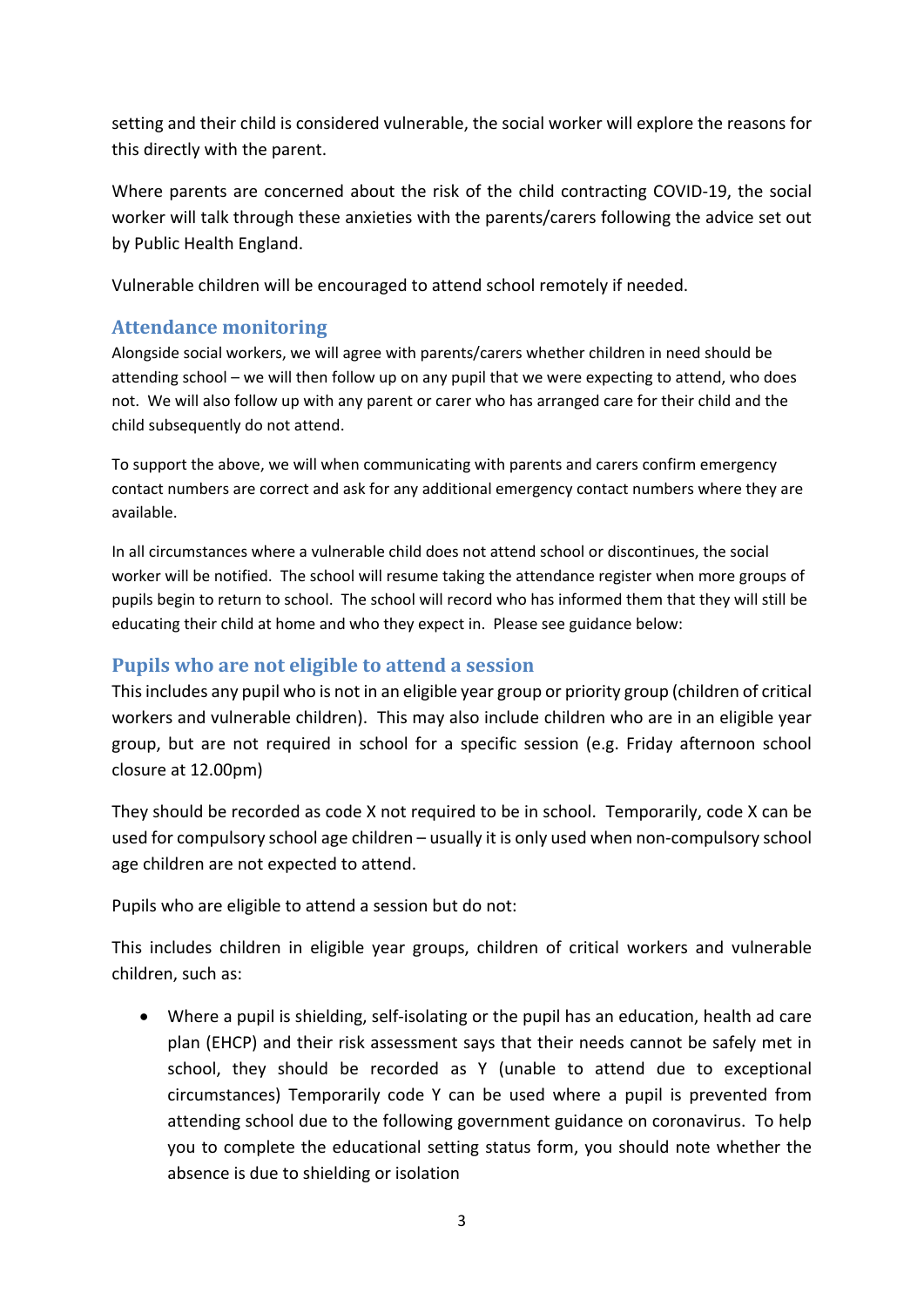setting and their child is considered vulnerable, the social worker will explore the reasons for this directly with the parent.

Where parents are concerned about the risk of the child contracting COVID-19, the social worker will talk through these anxieties with the parents/carers following the advice set out by Public Health England.

Vulnerable children will be encouraged to attend school remotely if needed.

## Attendance monitoring

Alongside social workers, we will agree with parents/carers whether children in need should be attending school – we will then follow up on any pupil that we were expecting to attend, who does not. We will also follow up with any parent or carer who has arranged care for their child and the child subsequently do not attend.

To support the above, we will when communicating with parents and carers confirm emergency contact numbers are correct and ask for any additional emergency contact numbers where they are available.

In all circumstances where a vulnerable child does not attend school or discontinues, the social worker will be notified. The school will resume taking the attendance register when more groups of pupils begin to return to school. The school will record who has informed them that they will still be educating their child at home and who they expect in. Please see guidance below:

## Pupils who are not eligible to attend a session

This includes any pupil who is not in an eligible year group or priority group (children of critical workers and vulnerable children). This may also include children who are in an eligible year group, but are not required in school for a specific session (e.g. Friday afternoon school closure at 12.00pm)

They should be recorded as code X not required to be in school. Temporarily, code X can be used for compulsory school age children – usually it is only used when non-compulsory school age children are not expected to attend.

Pupils who are eligible to attend a session but do not:

This includes children in eligible year groups, children of critical workers and vulnerable children, such as:

- Where a pupil is shielding, self-isolating or the pupil has an education, health ad care plan (EHCP) and their risk assessment says that their needs cannot be safely met in school, they should be recorded as Y (unable to attend due to exceptional circumstances) Temporarily code Y can be used where a pupil is prevented from attending school due to the following government guidance on coronavirus. To help you to complete the educational setting status form, you should note whether the absence is due to shielding or isolation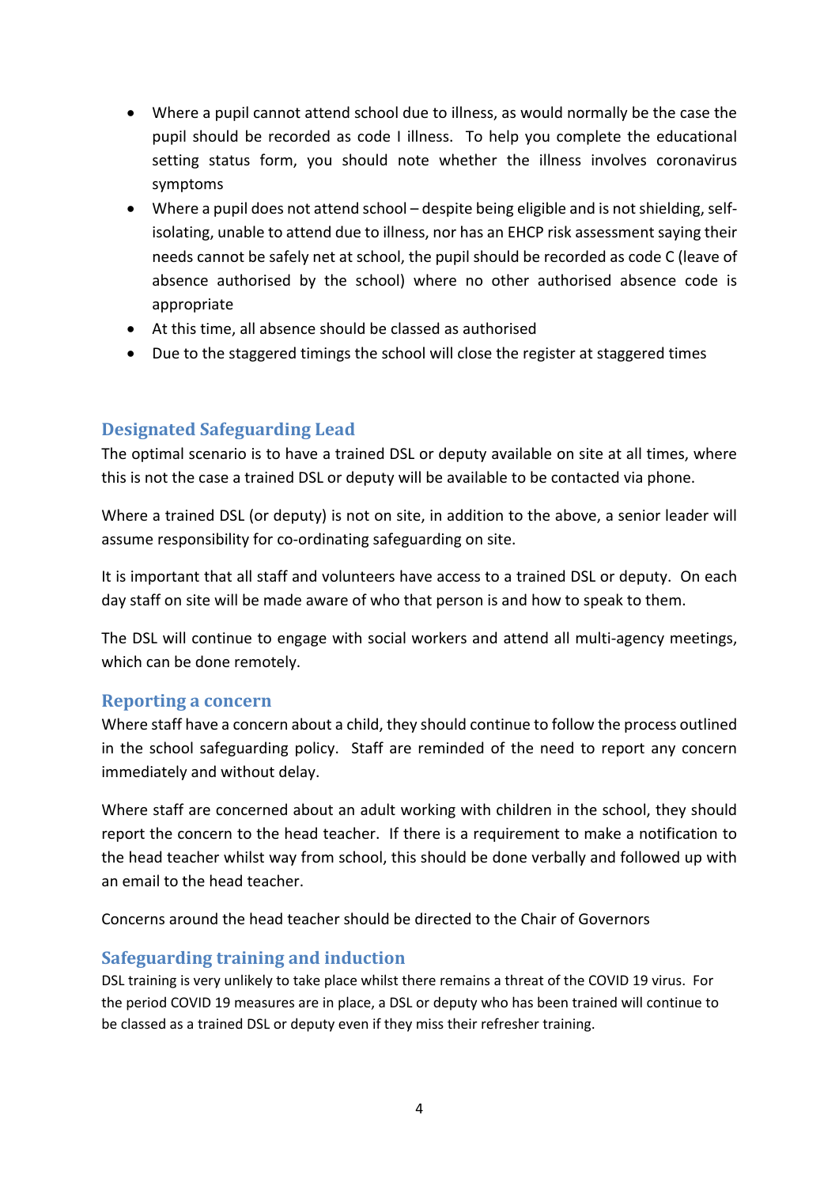- Where a pupil cannot attend school due to illness, as would normally be the case the pupil should be recorded as code I illness. To help you complete the educational setting status form, you should note whether the illness involves coronavirus symptoms
- Where a pupil does not attend school – despite being eligible and is not shielding, self-isolating, unable to attend due to illness, nor has an EHCP risk assessment saying their needs cannot be safely net at school, the pupil should be recorded as code C (leave of absence authorised by the school) where no other authorised absence code is appropriate
- At this time, all absence should be classed as authorised
- Due to the staggered timings the school will close the register at staggered times

## Designated Safeguarding Lead

The optimal scenario is to have a trained DSL or deputy available on site at all times, where this is not the case a trained DSL or deputy will be available to be contacted via phone.

Where a trained DSL (or deputy) is not on site, in addition to the above, a senior leader will assume responsibility for co-ordinating safeguarding on site.

It is important that all staff and volunteers have access to a trained DSL or deputy. On each day staff on site will be made aware of who that person is and how to speak to them.

The DSL will continue to engage with social workers and attend all multi-agency meetings, which can be done remotely.

## Reporting a concern

Where staff have a concern about a child, they should continue to follow the process outlined in the school safeguarding policy. Staff are reminded of the need to report any concern immediately and without delay.

Where staff are concerned about an adult working with children in the school, they should report the concern to the head teacher. If there is a requirement to make a notification to the head teacher whilst way from school, this should be done verbally and followed up with an email to the head teacher.

Concerns around the head teacher should be directed to the Chair of Governors

## Safeguarding training and induction

DSL training is very unlikely to take place whilst there remains a threat of the COVID 19 virus. For the period COVID 19 measures are in place, a DSL or deputy who has been trained will continue to be classed as a trained DSL or deputy even if they miss their refresher training.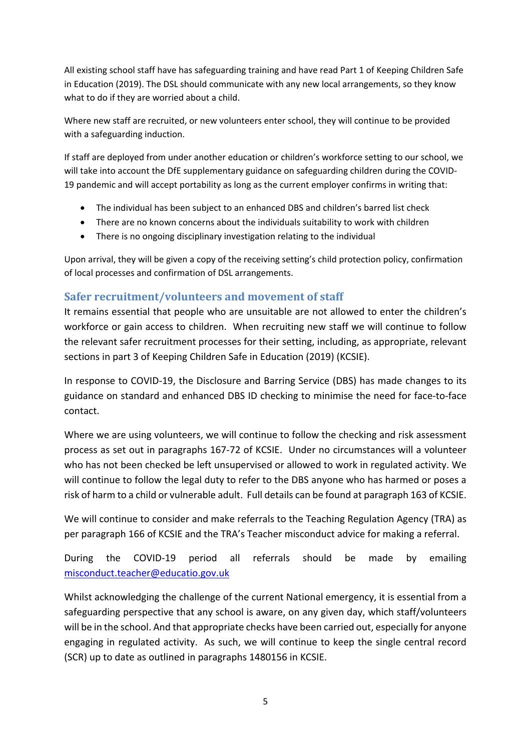All existing school staff have has safeguarding training and have read Part 1 of Keeping Children Safe in Education (2019). The DSL should communicate with any new local arrangements, so they know what to do if they are worried about a child.

Where new staff are recruited, or new volunteers enter school, they will continue to be provided with a safeguarding induction.

If staff are deployed from under another education or children's workforce setting to our school, we will take into account the DfE supplementary guidance on safeguarding children during the COVID-19 pandemic and will accept portability as long as the current employer confirms in writing that:

- The individual has been subject to an enhanced DBS and children's barred list check
- There are no known concerns about the individuals suitability to work with children
- There is no ongoing disciplinary investigation relating to the individual

Upon arrival, they will be given a copy of the receiving setting's child protection policy, confirmation of local processes and confirmation of DSL arrangements.

## Safer recruitment/volunteers and movement of staff

It remains essential that people who are unsuitable are not allowed to enter the children's workforce or gain access to children. When recruiting new staff we will continue to follow the relevant safer recruitment processes for their setting, including, as appropriate, relevant sections in part 3 of Keeping Children Safe in Education (2019) (KCSIE).

In response to COVID-19, the Disclosure and Barring Service (DBS) has made changes to its guidance on standard and enhanced DBS ID checking to minimise the need for face-to-face contact.

Where we are using volunteers, we will continue to follow the checking and risk assessment process as set out in paragraphs 167-72 of KCSIE. Under no circumstances will a volunteer who has not been checked be left unsupervised or allowed to work in regulated activity. We will continue to follow the legal duty to refer to the DBS anyone who has harmed or poses a risk of harm to a child or vulnerable adult. Full details can be found at paragraph 163 of KCSIE.

We will continue to consider and make referrals to the Teaching Regulation Agency (TRA) as per paragraph 166 of KCSIE and the TRA's Teacher misconduct advice for making a referral.

During the COVID-19 period all referrals should be made by emailing [misconduct.teacher@educatio.gov.uk](mailto:misconduct.teacher@educatio.gov.uk)

Whilst acknowledging the challenge of the current National emergency, it is essential from a safeguarding perspective that any school is aware, on any given day, which staff/volunteers will be in the school. And that appropriate checks have been carried out, especially for anyone engaging in regulated activity. As such, we will continue to keep the single central record (SCR) up to date as outlined in paragraphs 1480156 in KCSIE.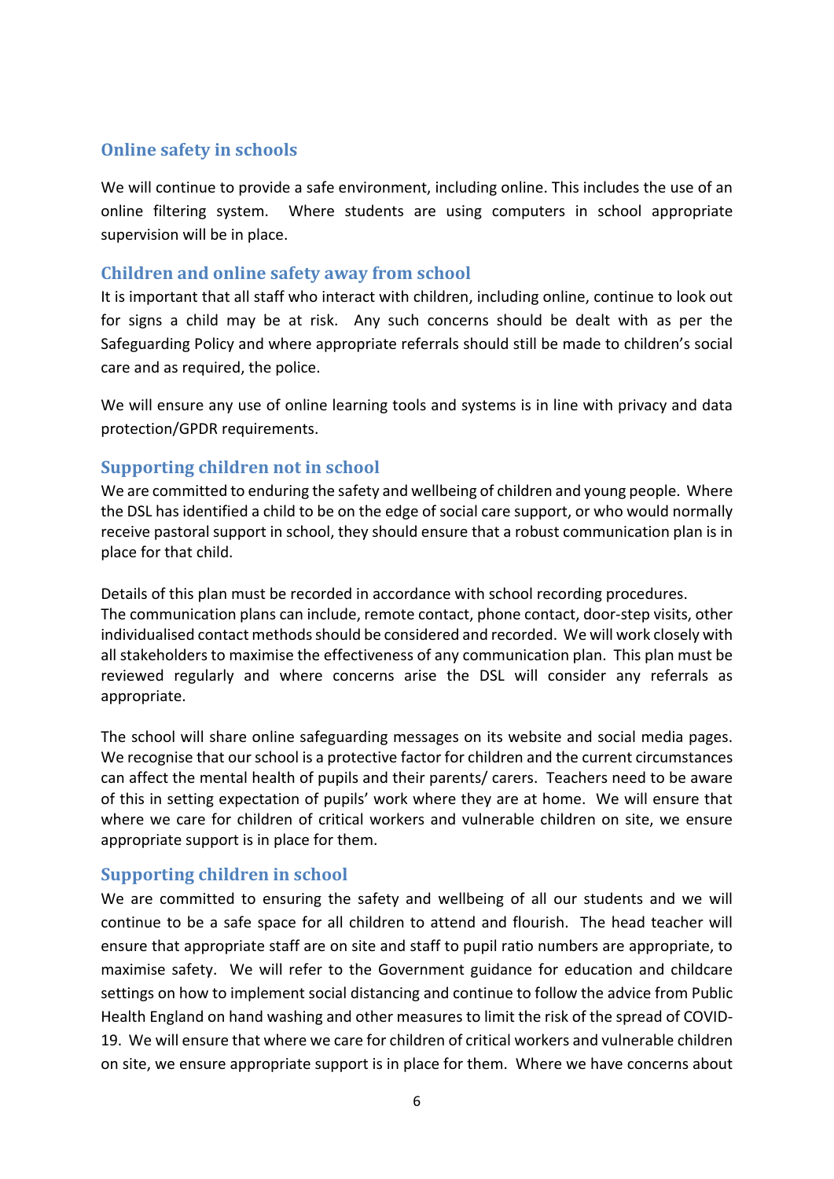## Online safety in schools

We will continue to provide a safe environment, including online. This includes the use of an online filtering system. Where students are using computers in school appropriate supervision will be in place.

## Children and online safety away from school

It is important that all staff who interact with children, including online, continue to look out for signs a child may be at risk. Any such concerns should be dealt with as per the Safeguarding Policy and where appropriate referrals should still be made to children's social care and as required, the police.

We will ensure any use of online learning tools and systems is in line with privacy and data protection/GPDR requirements.

## Supporting children not in school

We are committed to enduring the safety and wellbeing of children and young people. Where the DSL has identified a child to be on the edge of social care support, or who would normally receive pastoral support in school, they should ensure that a robust communication plan is in place for that child.

Details of this plan must be recorded in accordance with school recording procedures. The communication plans can include, remote contact, phone contact, door-step visits, other individualised contact methods should be considered and recorded. We will work closely with all stakeholders to maximise the effectiveness of any communication plan. This plan must be reviewed regularly and where concerns arise the DSL will consider any referrals as appropriate.

The school will share online safeguarding messages on its website and social media pages. We recognise that our school is a protective factor for children and the current circumstances can affect the mental health of pupils and their parents/ carers. Teachers need to be aware of this in setting expectation of pupils' work where they are at home. We will ensure that where we care for children of critical workers and vulnerable children on site, we ensure appropriate support is in place for them.

## Supporting children in school

We are committed to ensuring the safety and wellbeing of all our students and we will continue to be a safe space for all children to attend and flourish. The head teacher will ensure that appropriate staff are on site and staff to pupil ratio numbers are appropriate, to maximise safety. We will refer to the Government guidance for education and childcare settings on how to implement social distancing and continue to follow the advice from Public Health England on hand washing and other measures to limit the risk of the spread of COVID-19. We will ensure that where we care for children of critical workers and vulnerable children on site, we ensure appropriate support is in place for them. Where we have concerns about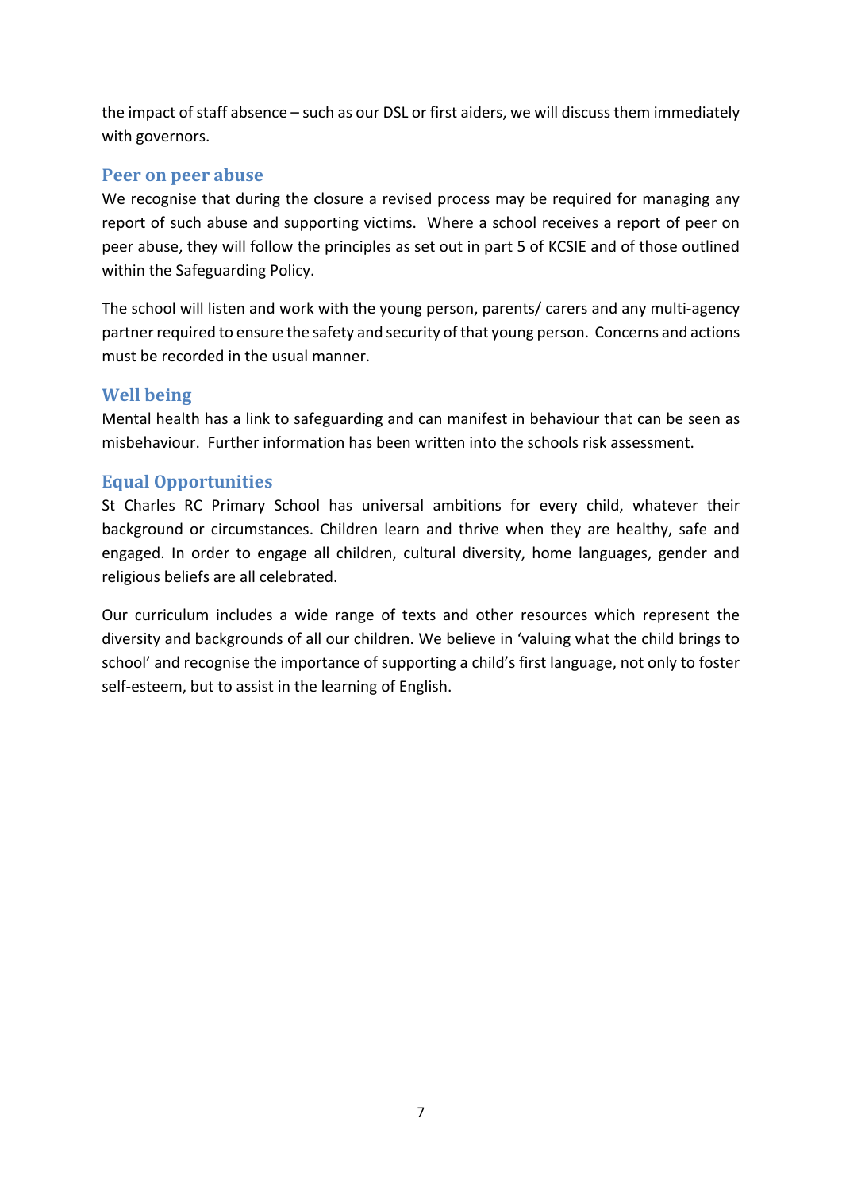the impact of staff absence – such as our DSL or first aiders, we will discuss them immediately with governors.

## Peer on peer abuse

We recognise that during the closure a revised process may be required for managing any report of such abuse and supporting victims. Where a school receives a report of peer on peer abuse, they will follow the principles as set out in part 5 of KCSIE and of those outlined within the Safeguarding Policy.

The school will listen and work with the young person, parents/ carers and any multi-agency partner required to ensure the safety and security of that young person. Concerns and actions must be recorded in the usual manner.

## Well being

Mental health has a link to safeguarding and can manifest in behaviour that can be seen as misbehaviour. Further information has been written into the schools risk assessment.

## Equal Opportunities

St Charles RC Primary School has universal ambitions for every child, whatever their background or circumstances. Children learn and thrive when they are healthy, safe and engaged. In order to engage all children, cultural diversity, home languages, gender and religious beliefs are all celebrated.

Our curriculum includes a wide range of texts and other resources which represent the diversity and backgrounds of all our children. We believe in 'valuing what the child brings to school' and recognise the importance of supporting a child's first language, not only to foster self-esteem, but to assist in the learning of English.